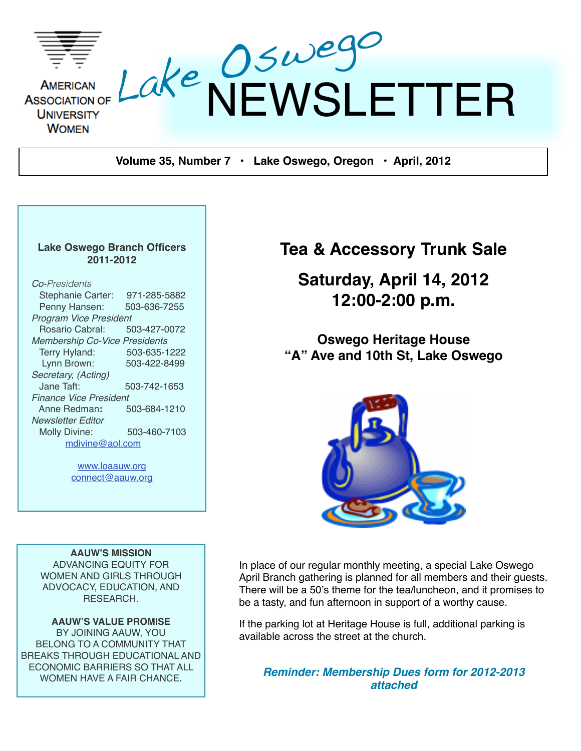American Association of University Women

# Lake Oswego NEWSLETTER

**Volume 35, Number 7 • Lake Oswego, Oregon • April, 2012**

**Lake Oswego Branch Officers 2011-2012**

*Co-Presidents*
Stephanie Carter: 971-285-5882
Penny Hansen: 503-636-7255

*Program Vice President*
Rosario Cabral: 503-427-0072

*Membership Co-Vice Presidents*
Terry Hyland: 503-635-1222
Lynn Brown: 503-422-8499

*Secretary, (Acting)*
Jane Taft: 503-742-1653

*Finance Vice President*
Anne Redman: 503-684-1210

*Newsletter Editor*
Molly Divine: 503-460-7103
mdivine@aol.com

www.loaauw.org
connect@aauw.org

**AAUW'S MISSION**
ADVANCING EQUITY FOR WOMEN AND GIRLS THROUGH ADVOCACY, EDUCATION, AND RESEARCH.

**AAUW'S VALUE PROMISE**
BY JOINING AAUW, YOU BELONG TO A COMMUNITY THAT BREAKS THROUGH EDUCATIONAL AND ECONOMIC BARRIERS SO THAT ALL WOMEN HAVE A FAIR CHANCE.

## Tea & Accessory Trunk Sale

### Saturday, April 14, 2012
### 12:00-2:00 p.m.

**Oswego Heritage House**
**"A" Ave and 10th St, Lake Oswego**

In place of our regular monthly meeting, a special Lake Oswego April Branch gathering is planned for all members and their guests. There will be a 50's theme for the tea/luncheon, and it promises to be a tasty, and fun afternoon in support of a worthy cause.

If the parking lot at Heritage House is full, additional parking is available across the street at the church.

***Reminder: Membership Dues form for 2012-2013 attached***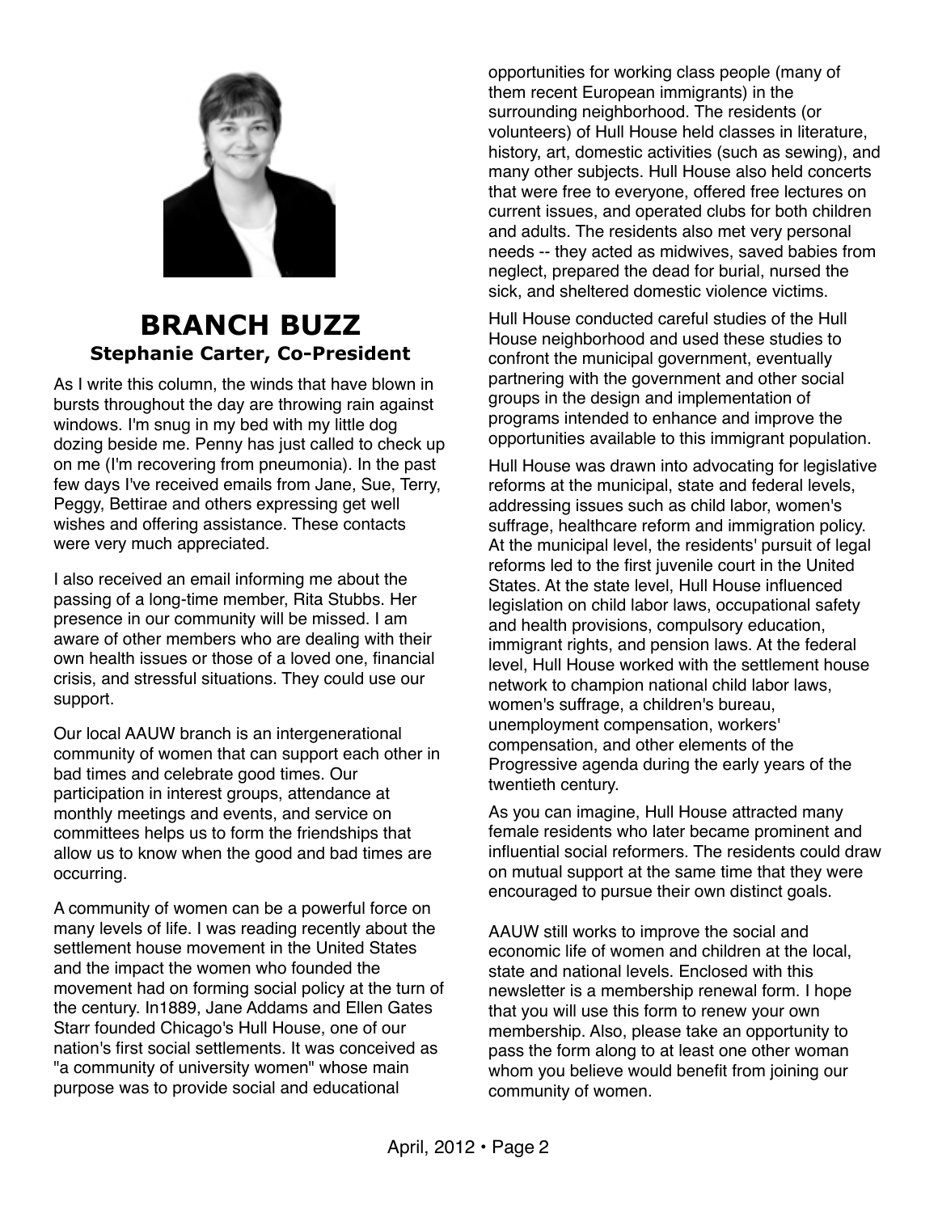## BRANCH BUZZ

**Stephanie Carter, Co-President**

As I write this column, the winds that have blown in bursts throughout the day are throwing rain against windows. I'm snug in my bed with my little dog dozing beside me. Penny has just called to check up on me (I'm recovering from pneumonia). In the past few days I've received emails from Jane, Sue, Terry, Peggy, Bettirae and others expressing get well wishes and offering assistance. These contacts were very much appreciated.

I also received an email informing me about the passing of a long-time member, Rita Stubbs. Her presence in our community will be missed. I am aware of other members who are dealing with their own health issues or those of a loved one, financial crisis, and stressful situations. They could use our support.

Our local AAUW branch is an intergenerational community of women that can support each other in bad times and celebrate good times. Our participation in interest groups, attendance at monthly meetings and events, and service on committees helps us to form the friendships that allow us to know when the good and bad times are occurring.

A community of women can be a powerful force on many levels of life. I was reading recently about the settlement house movement in the United States and the impact the women who founded the movement had on forming social policy at the turn of the century. In1889, Jane Addams and Ellen Gates Starr founded Chicago's Hull House, one of our nation's first social settlements. It was conceived as "a community of university women" whose main purpose was to provide social and educational opportunities for working class people (many of them recent European immigrants) in the surrounding neighborhood. The residents (or volunteers) of Hull House held classes in literature, history, art, domestic activities (such as sewing), and many other subjects. Hull House also held concerts that were free to everyone, offered free lectures on current issues, and operated clubs for both children and adults. The residents also met very personal needs -- they acted as midwives, saved babies from neglect, prepared the dead for burial, nursed the sick, and sheltered domestic violence victims.

Hull House conducted careful studies of the Hull House neighborhood and used these studies to confront the municipal government, eventually partnering with the government and other social groups in the design and implementation of programs intended to enhance and improve the opportunities available to this immigrant population.

Hull House was drawn into advocating for legislative reforms at the municipal, state and federal levels, addressing issues such as child labor, women's suffrage, healthcare reform and immigration policy. At the municipal level, the residents' pursuit of legal reforms led to the first juvenile court in the United States. At the state level, Hull House influenced legislation on child labor laws, occupational safety and health provisions, compulsory education, immigrant rights, and pension laws. At the federal level, Hull House worked with the settlement house network to champion national child labor laws, women's suffrage, a children's bureau, unemployment compensation, workers' compensation, and other elements of the Progressive agenda during the early years of the twentieth century.

As you can imagine, Hull House attracted many female residents who later became prominent and influential social reformers. The residents could draw on mutual support at the same time that they were encouraged to pursue their own distinct goals.

AAUW still works to improve the social and economic life of women and children at the local, state and national levels. Enclosed with this newsletter is a membership renewal form. I hope that you will use this form to renew your own membership. Also, please take an opportunity to pass the form along to at least one other woman whom you believe would benefit from joining our community of women.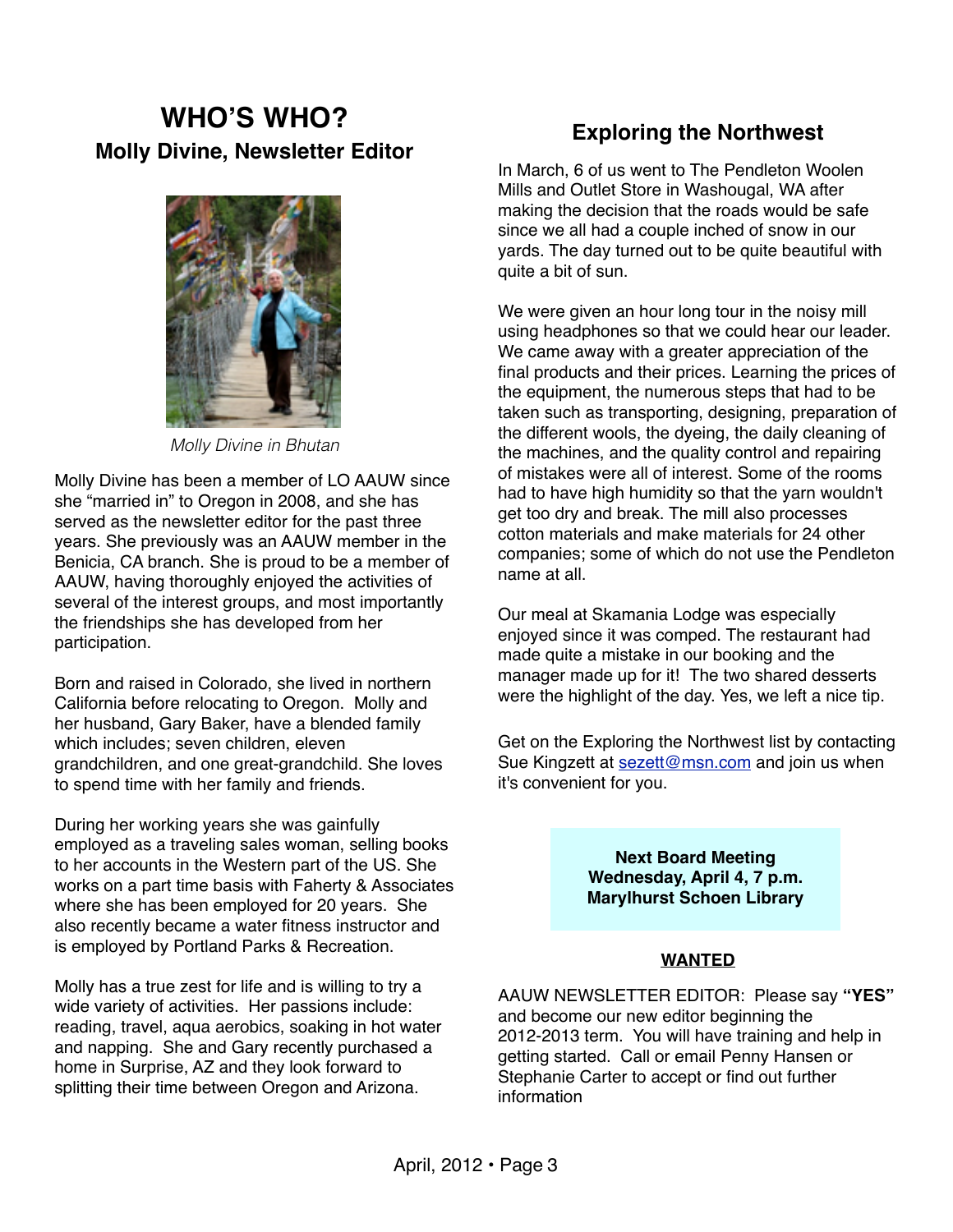# WHO'S WHO?

## Molly Divine, Newsletter Editor

*Molly Divine in Bhutan*

Molly Divine has been a member of LO AAUW since she "married in" to Oregon in 2008, and she has served as the newsletter editor for the past three years. She previously was an AAUW member in the Benicia, CA branch. She is proud to be a member of AAUW, having thoroughly enjoyed the activities of several of the interest groups, and most importantly the friendships she has developed from her participation.

Born and raised in Colorado, she lived in northern California before relocating to Oregon. Molly and her husband, Gary Baker, have a blended family which includes; seven children, eleven grandchildren, and one great-grandchild. She loves to spend time with her family and friends.

During her working years she was gainfully employed as a traveling sales woman, selling books to her accounts in the Western part of the US. She works on a part time basis with Faherty & Associates where she has been employed for 20 years. She also recently became a water fitness instructor and is employed by Portland Parks & Recreation.

Molly has a true zest for life and is willing to try a wide variety of activities. Her passions include: reading, travel, aqua aerobics, soaking in hot water and napping. She and Gary recently purchased a home in Surprise, AZ and they look forward to splitting their time between Oregon and Arizona.

## Exploring the Northwest

In March, 6 of us went to The Pendleton Woolen Mills and Outlet Store in Washougal, WA after making the decision that the roads would be safe since we all had a couple inched of snow in our yards. The day turned out to be quite beautiful with quite a bit of sun.

We were given an hour long tour in the noisy mill using headphones so that we could hear our leader. We came away with a greater appreciation of the final products and their prices. Learning the prices of the equipment, the numerous steps that had to be taken such as transporting, designing, preparation of the different wools, the dyeing, the daily cleaning of the machines, and the quality control and repairing of mistakes were all of interest. Some of the rooms had to have high humidity so that the yarn wouldn't get too dry and break. The mill also processes cotton materials and make materials for 24 other companies; some of which do not use the Pendleton name at all.

Our meal at Skamania Lodge was especially enjoyed since it was comped. The restaurant had made quite a mistake in our booking and the manager made up for it! The two shared desserts were the highlight of the day. Yes, we left a nice tip.

Get on the Exploring the Northwest list by contacting Sue Kingzett at sezett@msn.com and join us when it's convenient for you.

**Next Board Meeting**
**Wednesday, April 4, 7 p.m.**
**Marylhurst Schoen Library**

**WANTED**

AAUW NEWSLETTER EDITOR: Please say **"YES"** and become our new editor beginning the 2012-2013 term. You will have training and help in getting started. Call or email Penny Hansen or Stephanie Carter to accept or find out further information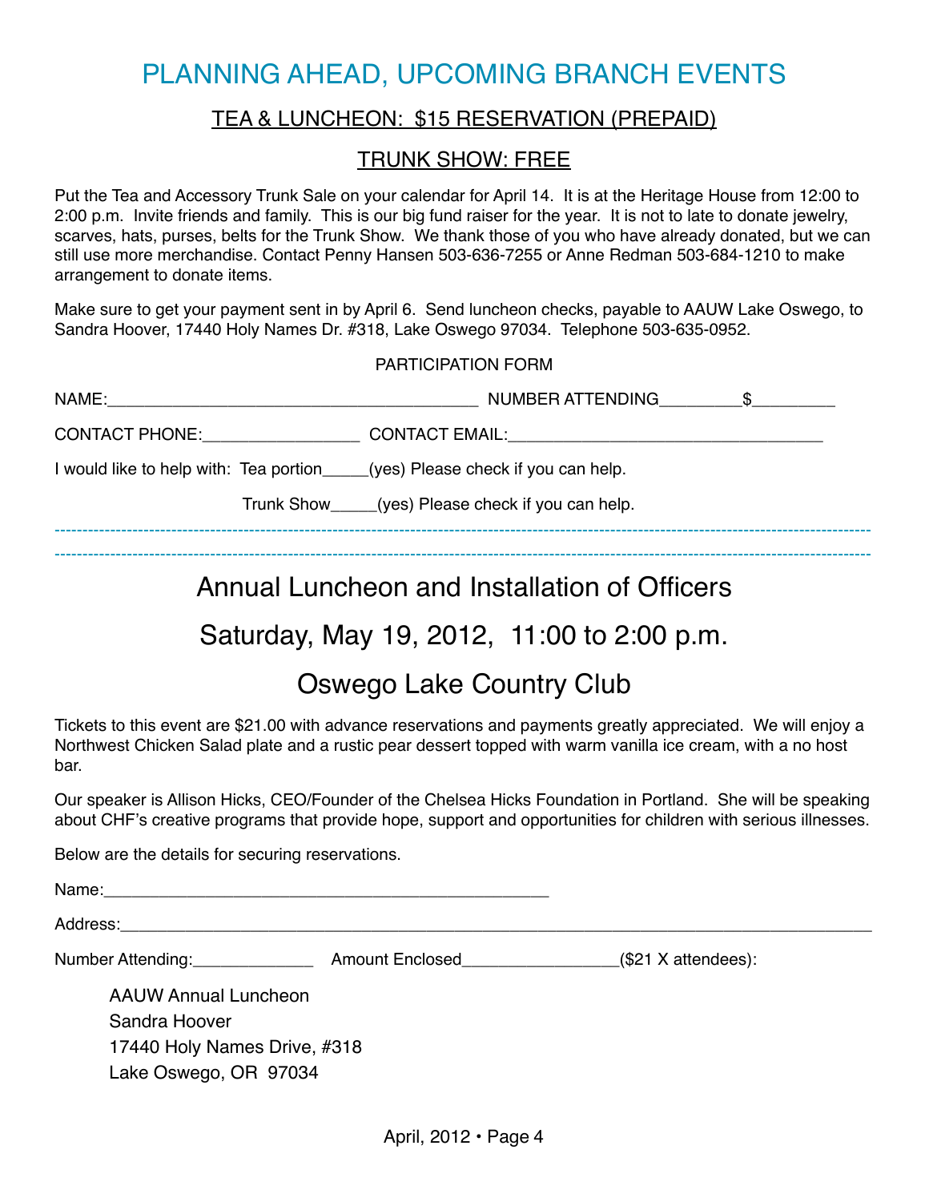# PLANNING AHEAD, UPCOMING BRANCH EVENTS

## TEA & LUNCHEON: $15 RESERVATION (PREPAID)

## TRUNK SHOW: FREE

Put the Tea and Accessory Trunk Sale on your calendar for April 14. It is at the Heritage House from 12:00 to 2:00 p.m. Invite friends and family. This is our big fund raiser for the year. It is not to late to donate jewelry, scarves, hats, purses, belts for the Trunk Show. We thank those of you who have already donated, but we can still use more merchandise. Contact Penny Hansen 503-636-7255 or Anne Redman 503-684-1210 to make arrangement to donate items.

Make sure to get your payment sent in by April 6. Send luncheon checks, payable to AAUW Lake Oswego, to Sandra Hoover, 17440 Holy Names Dr. #318, Lake Oswego 97034. Telephone 503-635-0952.

PARTICIPATION FORM

NAME:________________________________________ NUMBER ATTENDING_________$_________

CONTACT PHONE:_________________ CONTACT EMAIL:__________________________________

I would like to help with: Tea portion_____(yes) Please check if you can help.

Trunk Show_____(yes) Please check if you can help.

---

# Annual Luncheon and Installation of Officers

## Saturday, May 19, 2012, 11:00 to 2:00 p.m.

## Oswego Lake Country Club

Tickets to this event are $21.00 with advance reservations and payments greatly appreciated. We will enjoy a Northwest Chicken Salad plate and a rustic pear dessert topped with warm vanilla ice cream, with a no host bar.

Our speaker is Allison Hicks, CEO/Founder of the Chelsea Hicks Foundation in Portland. She will be speaking about CHF's creative programs that provide hope, support and opportunities for children with serious illnesses.

Below are the details for securing reservations.

Name:_________________________________________________

Address:______________________________________________________________________________

Number Attending:_____________ Amount Enclosed________________($21 X attendees):

AAUW Annual Luncheon
Sandra Hoover
17440 Holy Names Drive, #318
Lake Oswego, OR 97034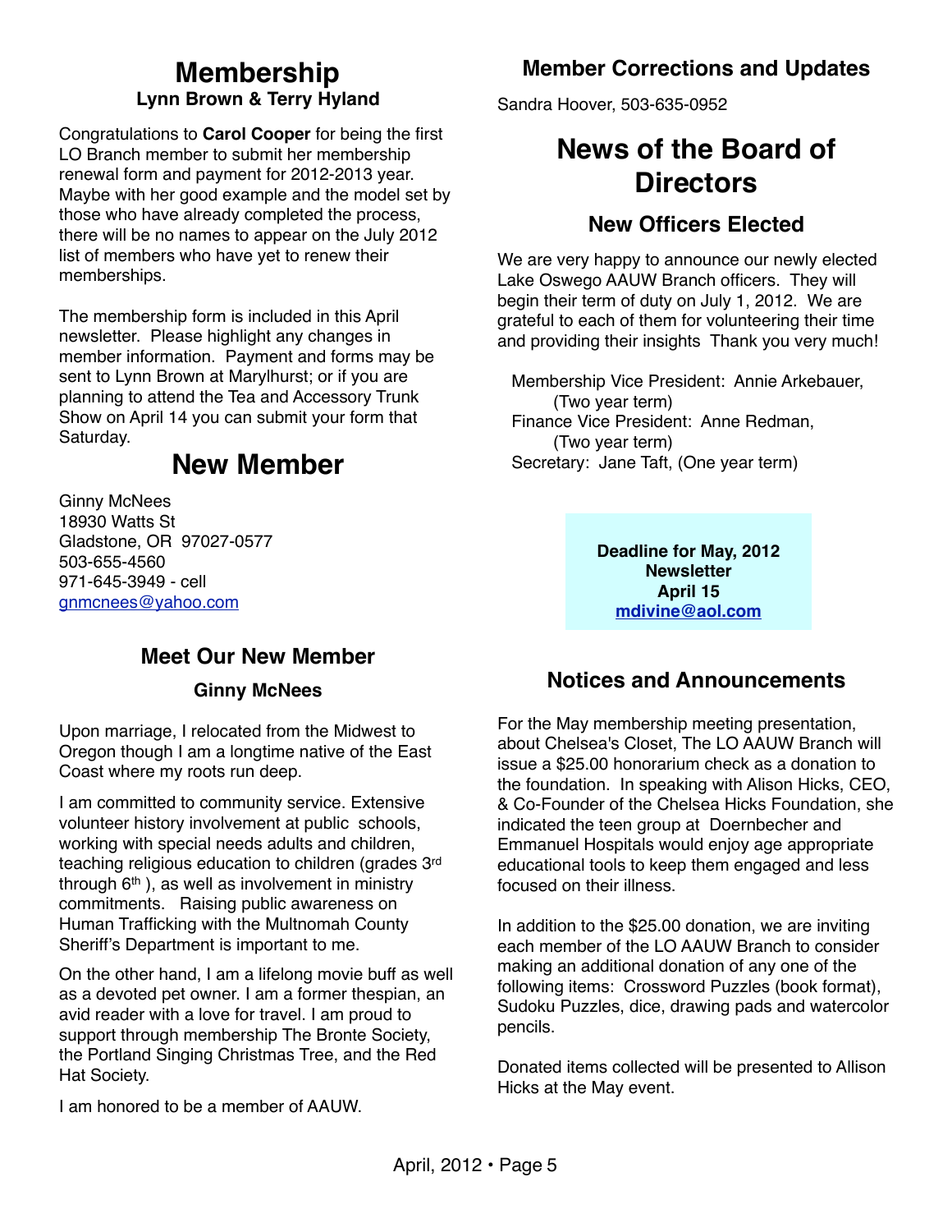# Membership

**Lynn Brown & Terry Hyland**

Congratulations to **Carol Cooper** for being the first LO Branch member to submit her membership renewal form and payment for 2012-2013 year. Maybe with her good example and the model set by those who have already completed the process, there will be no names to appear on the July 2012 list of members who have yet to renew their memberships.

The membership form is included in this April newsletter. Please highlight any changes in member information. Payment and forms may be sent to Lynn Brown at Marylhurst; or if you are planning to attend the Tea and Accessory Trunk Show on April 14 you can submit your form that Saturday.

# New Member

Ginny McNees
18930 Watts St
Gladstone, OR 97027-0577
503-655-4560
971-645-3949 - cell
gnmcnees@yahoo.com

## Meet Our New Member

### Ginny McNees

Upon marriage, I relocated from the Midwest to Oregon though I am a longtime native of the East Coast where my roots run deep.

I am committed to community service. Extensive volunteer history involvement at public schools, working with special needs adults and children, teaching religious education to children (grades 3rd through 6th ), as well as involvement in ministry commitments. Raising public awareness on Human Trafficking with the Multnomah County Sheriff's Department is important to me.

On the other hand, I am a lifelong movie buff as well as a devoted pet owner. I am a former thespian, an avid reader with a love for travel. I am proud to support through membership The Bronte Society, the Portland Singing Christmas Tree, and the Red Hat Society.

I am honored to be a member of AAUW.

## Member Corrections and Updates

Sandra Hoover, 503-635-0952

# News of the Board of Directors

## New Officers Elected

We are very happy to announce our newly elected Lake Oswego AAUW Branch officers. They will begin their term of duty on July 1, 2012. We are grateful to each of them for volunteering their time and providing their insights Thank you very much!

Membership Vice President: Annie Arkebauer, (Two year term)
Finance Vice President: Anne Redman, (Two year term)
Secretary: Jane Taft, (One year term)

**Deadline for May, 2012 Newsletter**
**April 15**
**mdivine@aol.com**

## Notices and Announcements

For the May membership meeting presentation, about Chelsea's Closet, The LO AAUW Branch will issue a $25.00 honorarium check as a donation to the foundation. In speaking with Alison Hicks, CEO, & Co-Founder of the Chelsea Hicks Foundation, she indicated the teen group at Doernbecher and Emmanuel Hospitals would enjoy age appropriate educational tools to keep them engaged and less focused on their illness.

In addition to the $25.00 donation, we are inviting each member of the LO AAUW Branch to consider making an additional donation of any one of the following items: Crossword Puzzles (book format), Sudoku Puzzles, dice, drawing pads and watercolor pencils.

Donated items collected will be presented to Allison Hicks at the May event.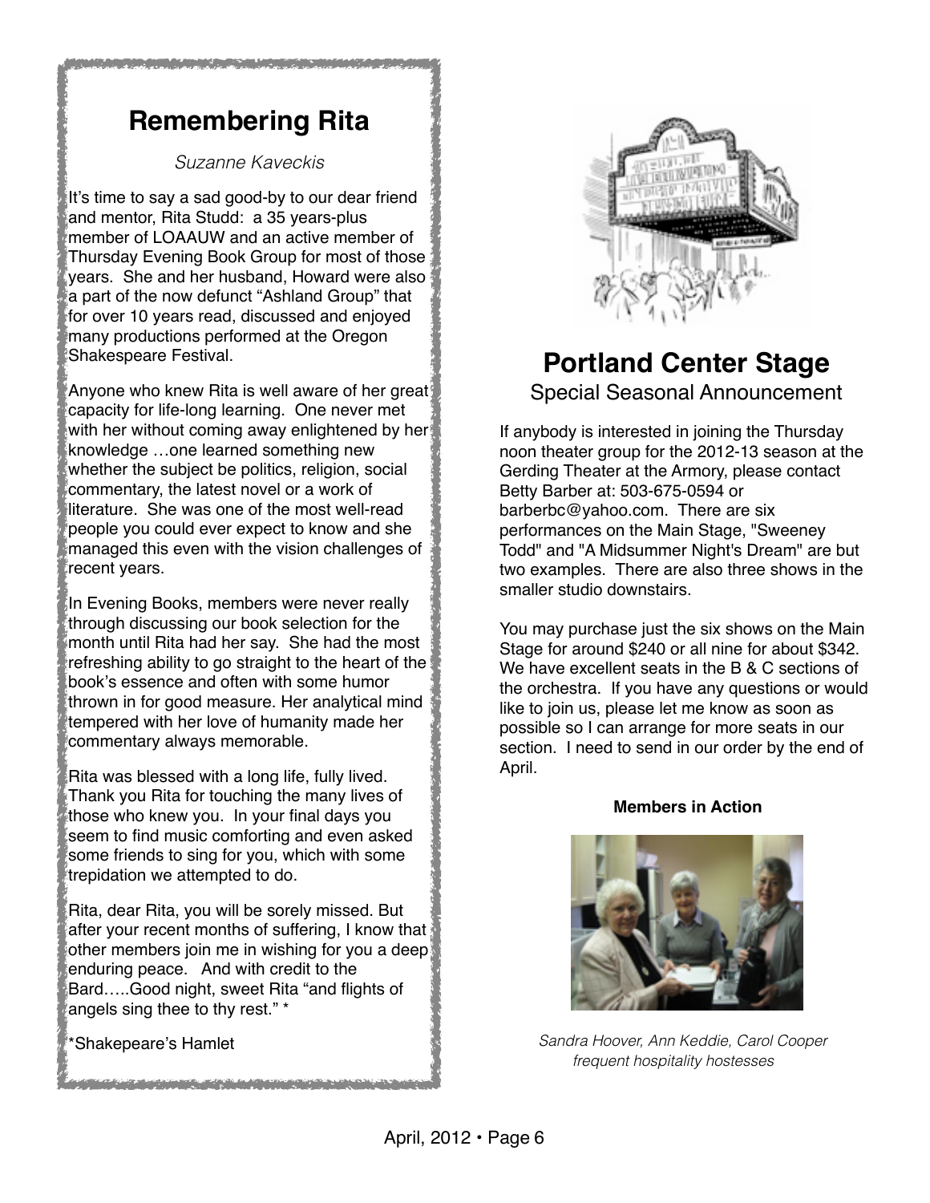## Remembering Rita

*Suzanne Kaveckis*

It's time to say a sad good-by to our dear friend and mentor, Rita Studd: a 35 years-plus member of LOAAUW and an active member of Thursday Evening Book Group for most of those years. She and her husband, Howard were also a part of the now defunct "Ashland Group" that for over 10 years read, discussed and enjoyed many productions performed at the Oregon Shakespeare Festival.

Anyone who knew Rita is well aware of her great capacity for life-long learning. One never met with her without coming away enlightened by her knowledge …one learned something new whether the subject be politics, religion, social commentary, the latest novel or a work of literature. She was one of the most well-read people you could ever expect to know and she managed this even with the vision challenges of recent years.

In Evening Books, members were never really through discussing our book selection for the month until Rita had her say. She had the most refreshing ability to go straight to the heart of the book's essence and often with some humor thrown in for good measure. Her analytical mind tempered with her love of humanity made her commentary always memorable.

Rita was blessed with a long life, fully lived. Thank you Rita for touching the many lives of those who knew you. In your final days you seem to find music comforting and even asked some friends to sing for you, which with some trepidation we attempted to do.

Rita, dear Rita, you will be sorely missed. But after your recent months of suffering, I know that other members join me in wishing for you a deep enduring peace. And with credit to the Bard…..Good night, sweet Rita "and flights of angels sing thee to thy rest." *

*Shakepeare's Hamlet

## Portland Center Stage

Special Seasonal Announcement

If anybody is interested in joining the Thursday noon theater group for the 2012-13 season at the Gerding Theater at the Armory, please contact Betty Barber at: 503-675-0594 or barberbc@yahoo.com. There are six performances on the Main Stage, "Sweeney Todd" and "A Midsummer Night's Dream" are but two examples. There are also three shows in the smaller studio downstairs.

You may purchase just the six shows on the Main Stage for around $240 or all nine for about $342. We have excellent seats in the B & C sections of the orchestra. If you have any questions or would like to join us, please let me know as soon as possible so I can arrange for more seats in our section. I need to send in our order by the end of April.

**Members in Action**

*Sandra Hoover, Ann Keddie, Carol Cooper frequent hospitality hostesses*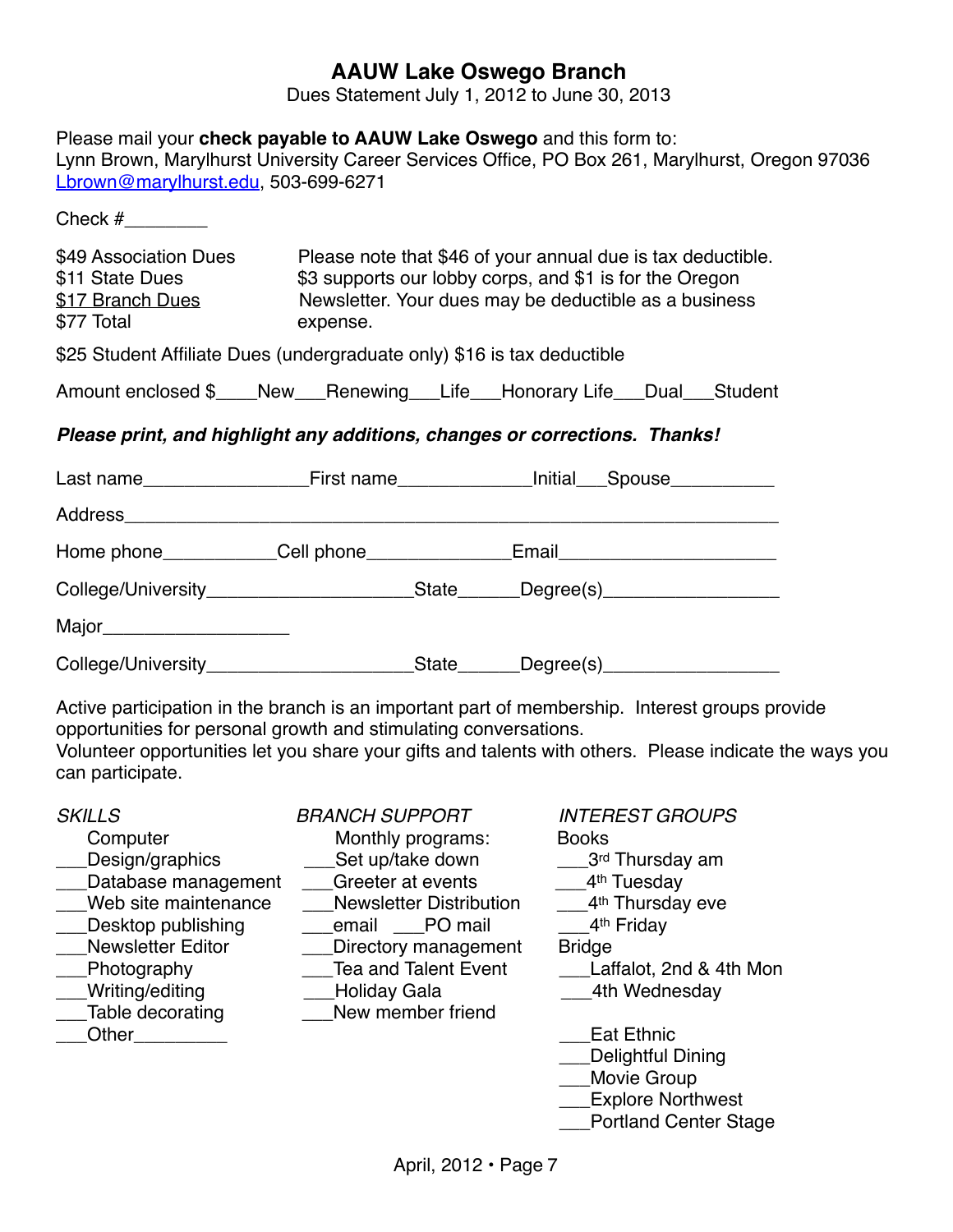# AAUW Lake Oswego Branch

Dues Statement July 1, 2012 to June 30, 2013

Please mail your **check payable to AAUW Lake Oswego** and this form to:
Lynn Brown, Marylhurst University Career Services Office, PO Box 261, Marylhurst, Oregon 97036
Lbrown@marylhurst.edu, 503-699-6271

Check #________

$49 Association Dues
$11 State Dues
$17 Branch Dues
$77 Total

Please note that $46 of your annual due is tax deductible. $3 supports our lobby corps, and $1 is for the Oregon Newsletter. Your dues may be deductible as a business expense.

$25 Student Affiliate Dues (undergraduate only) $16 is tax deductible

Amount enclosed $____New___Renewing___Life___Honorary Life___Dual___Student

***Please print, and highlight any additions, changes or corrections. Thanks!***

Last name________________First name_____________Initial___Spouse__________

Address_________________________________________________________________

Home phone___________Cell phone______________Email____________________

College/University____________________State______Degree(s)_________________

Major__________________

College/University____________________State______Degree(s)_________________

Active participation in the branch is an important part of membership. Interest groups provide opportunities for personal growth and stimulating conversations.
Volunteer opportunities let you share your gifts and talents with others. Please indicate the ways you can participate.

*SKILLS*

Computer
___Design/graphics
___Database management
___Web site maintenance
___Desktop publishing
___Newsletter Editor
___Photography
___Writing/editing
___Table decorating
___Other_________

*BRANCH SUPPORT*

Monthly programs:
___Set up/take down
___Greeter at events
___Newsletter Distribution
___email ___PO mail
___Directory management
___Tea and Talent Event
___Holiday Gala
___New member friend

*INTEREST GROUPS*

Books
___3rd Thursday am
___4th Tuesday
___4th Thursday eve
___4th Friday

Bridge
___Laffalot, 2nd & 4th Mon
___4th Wednesday

___Eat Ethnic
___Delightful Dining
___Movie Group
___Explore Northwest
___Portland Center Stage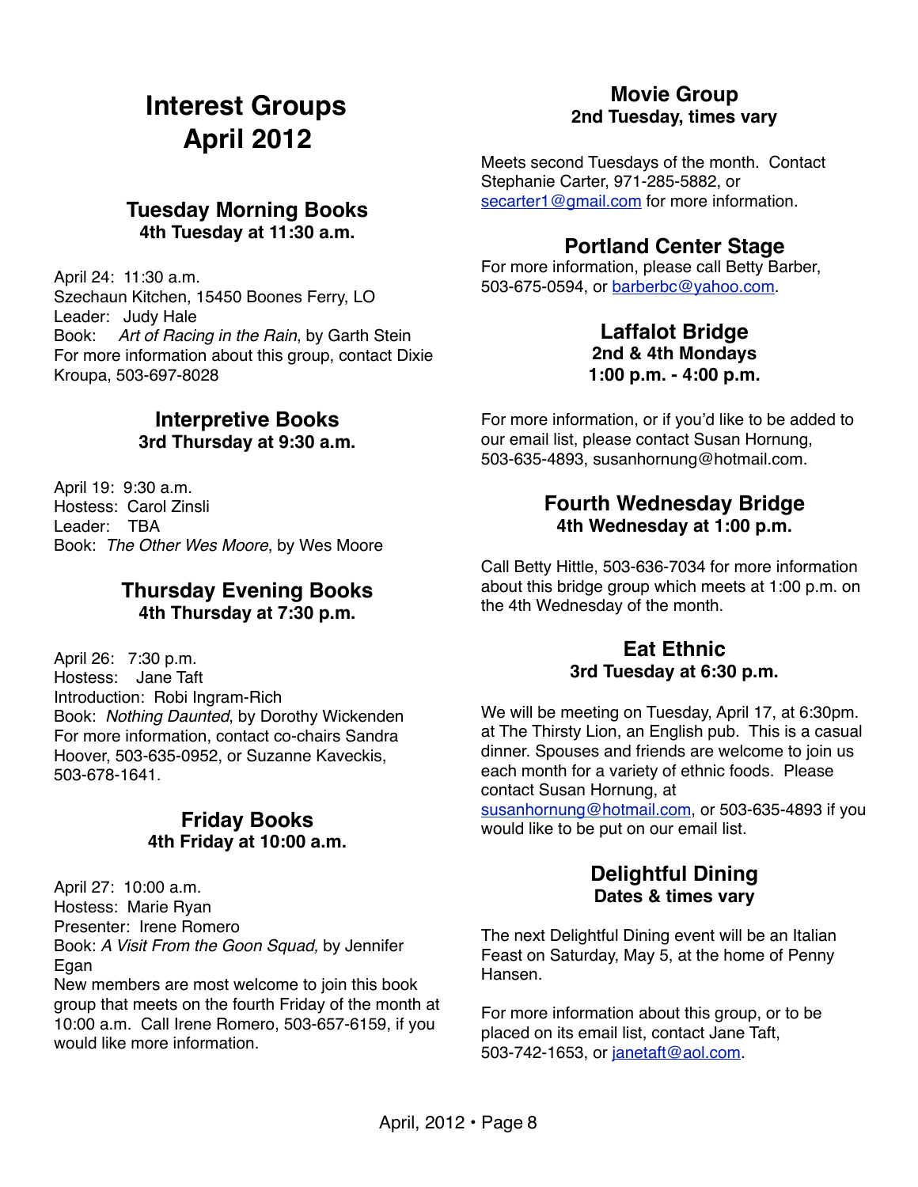# Interest Groups April 2012

## Tuesday Morning Books

**4th Tuesday at 11:30 a.m.**

April 24: 11:30 a.m.
Szechaun Kitchen, 15450 Boones Ferry, LO
Leader: Judy Hale
Book: *Art of Racing in the Rain*, by Garth Stein
For more information about this group, contact Dixie Kroupa, 503-697-8028

## Interpretive Books

**3rd Thursday at 9:30 a.m.**

April 19: 9:30 a.m.
Hostess: Carol Zinsli
Leader: TBA
Book: *The Other Wes Moore*, by Wes Moore

## Thursday Evening Books

**4th Thursday at 7:30 p.m.**

April 26: 7:30 p.m.
Hostess: Jane Taft
Introduction: Robi Ingram-Rich
Book: *Nothing Daunted*, by Dorothy Wickenden
For more information, contact co-chairs Sandra Hoover, 503-635-0952, or Suzanne Kaveckis, 503-678-1641.

## Friday Books

**4th Friday at 10:00 a.m.**

April 27: 10:00 a.m.
Hostess: Marie Ryan
Presenter: Irene Romero
Book: *A Visit From the Goon Squad,* by Jennifer Egan
New members are most welcome to join this book group that meets on the fourth Friday of the month at 10:00 a.m. Call Irene Romero, 503-657-6159, if you would like more information.

## Movie Group

**2nd Tuesday, times vary**

Meets second Tuesdays of the month. Contact Stephanie Carter, 971-285-5882, or secarter1@gmail.com for more information.

## Portland Center Stage

For more information, please call Betty Barber, 503-675-0594, or barberbc@yahoo.com.

## Laffalot Bridge

**2nd & 4th Mondays**
**1:00 p.m. - 4:00 p.m.**

For more information, or if you'd like to be added to our email list, please contact Susan Hornung, 503-635-4893, susanhornung@hotmail.com.

## Fourth Wednesday Bridge

**4th Wednesday at 1:00 p.m.**

Call Betty Hittle, 503-636-7034 for more information about this bridge group which meets at 1:00 p.m. on the 4th Wednesday of the month.

## Eat Ethnic

**3rd Tuesday at 6:30 p.m.**

We will be meeting on Tuesday, April 17, at 6:30pm. at The Thirsty Lion, an English pub. This is a casual dinner. Spouses and friends are welcome to join us each month for a variety of ethnic foods. Please contact Susan Hornung, at susanhornung@hotmail.com, or 503-635-4893 if you would like to be put on our email list.

## Delightful Dining

**Dates & times vary**

The next Delightful Dining event will be an Italian Feast on Saturday, May 5, at the home of Penny Hansen.

For more information about this group, or to be placed on its email list, contact Jane Taft, 503-742-1653, or janetaft@aol.com.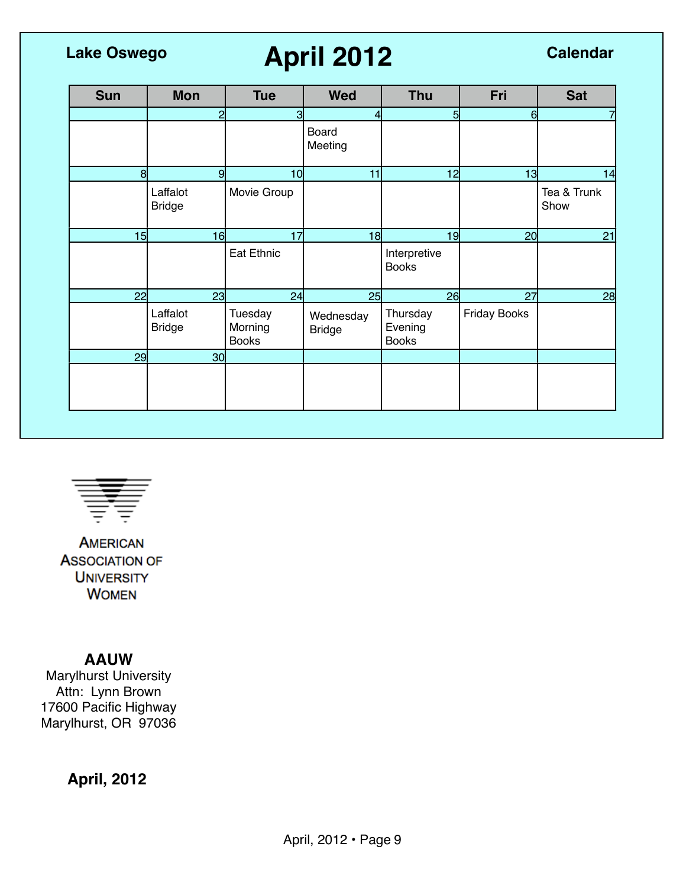Lake Oswego

# April 2012

Calendar

| Sun | Mon | Tue | Wed | Thu | Fri | Sat |
|---|---|---|---|---|---|---|
| | 2 | 3 | 4 Board Meeting | 5 | 6 | 7 |
| 8 | 9 Laffalot Bridge | 10 Movie Group | 11 | 12 | 13 | 14 Tea & Trunk Show |
| 15 | 16 | 17 Eat Ethnic | 18 | 19 Interpretive Books | 20 | 21 |
| 22 | 23 Laffalot Bridge | 24 Tuesday Morning Books | 25 Wednesday Bridge | 26 Thursday Evening Books | 27 Friday Books | 28 |
| 29 | 30 | | | | | |

AMERICAN ASSOCIATION OF UNIVERSITY WOMEN

**AAUW**
Marylhurst University
Attn: Lynn Brown
17600 Pacific Highway
Marylhurst, OR 97036

**April, 2012**